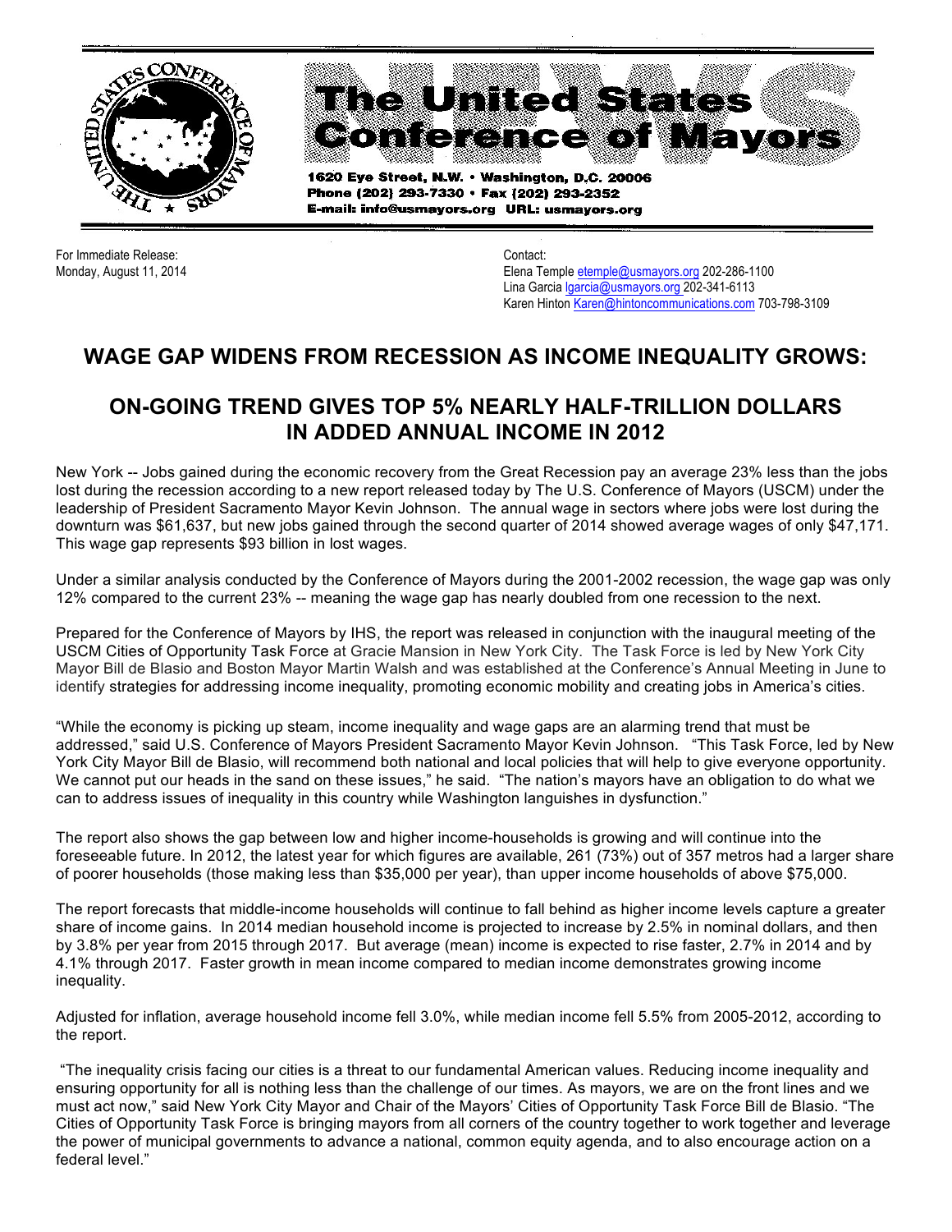# The United States Conference of Mayors

1620 Eye Street, N.W. • Washington, D.C. 20006
Phone (202) 293-7330 • Fax (202) 293-2352
E-mail: info@usmayors.org URL: usmayors.org

For Immediate Release:
Monday, August 11, 2014

Contact:
Elena Temple etemple@usmayors.org 202-286-1100
Lina Garcia lgarcia@usmayors.org 202-341-6113
Karen Hinton Karen@hintoncommunications.com 703-798-3109

## WAGE GAP WIDENS FROM RECESSION AS INCOME INEQUALITY GROWS:

## ON-GOING TREND GIVES TOP 5% NEARLY HALF-TRILLION DOLLARS IN ADDED ANNUAL INCOME IN 2012

New York -- Jobs gained during the economic recovery from the Great Recession pay an average 23% less than the jobs lost during the recession according to a new report released today by The U.S. Conference of Mayors (USCM) under the leadership of President Sacramento Mayor Kevin Johnson. The annual wage in sectors where jobs were lost during the downturn was $61,637, but new jobs gained through the second quarter of 2014 showed average wages of only $47,171. This wage gap represents $93 billion in lost wages.

Under a similar analysis conducted by the Conference of Mayors during the 2001-2002 recession, the wage gap was only 12% compared to the current 23% -- meaning the wage gap has nearly doubled from one recession to the next.

Prepared for the Conference of Mayors by IHS, the report was released in conjunction with the inaugural meeting of the USCM Cities of Opportunity Task Force at Gracie Mansion in New York City. The Task Force is led by New York City Mayor Bill de Blasio and Boston Mayor Martin Walsh and was established at the Conference's Annual Meeting in June to identify strategies for addressing income inequality, promoting economic mobility and creating jobs in America's cities.

"While the economy is picking up steam, income inequality and wage gaps are an alarming trend that must be addressed," said U.S. Conference of Mayors President Sacramento Mayor Kevin Johnson. "This Task Force, led by New York City Mayor Bill de Blasio, will recommend both national and local policies that will help to give everyone opportunity. We cannot put our heads in the sand on these issues," he said. "The nation's mayors have an obligation to do what we can to address issues of inequality in this country while Washington languishes in dysfunction."

The report also shows the gap between low and higher income-households is growing and will continue into the foreseeable future. In 2012, the latest year for which figures are available, 261 (73%) out of 357 metros had a larger share of poorer households (those making less than $35,000 per year), than upper income households of above $75,000.

The report forecasts that middle-income households will continue to fall behind as higher income levels capture a greater share of income gains. In 2014 median household income is projected to increase by 2.5% in nominal dollars, and then by 3.8% per year from 2015 through 2017. But average (mean) income is expected to rise faster, 2.7% in 2014 and by 4.1% through 2017. Faster growth in mean income compared to median income demonstrates growing income inequality.

Adjusted for inflation, average household income fell 3.0%, while median income fell 5.5% from 2005-2012, according to the report.

"The inequality crisis facing our cities is a threat to our fundamental American values. Reducing income inequality and ensuring opportunity for all is nothing less than the challenge of our times. As mayors, we are on the front lines and we must act now," said New York City Mayor and Chair of the Mayors' Cities of Opportunity Task Force Bill de Blasio. "The Cities of Opportunity Task Force is bringing mayors from all corners of the country together to work together and leverage the power of municipal governments to advance a national, common equity agenda, and to also encourage action on a federal level."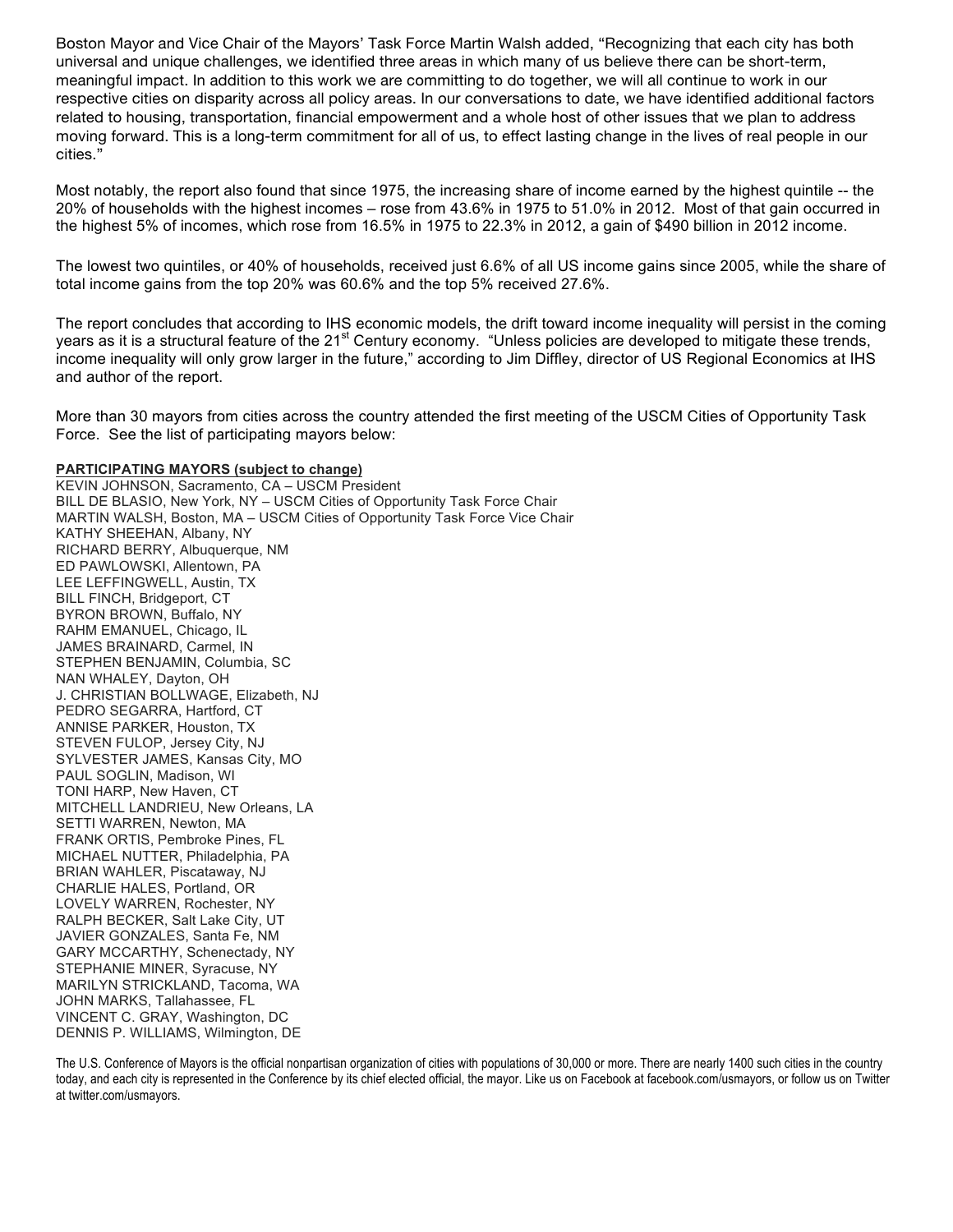Boston Mayor and Vice Chair of the Mayors' Task Force Martin Walsh added, "Recognizing that each city has both universal and unique challenges, we identified three areas in which many of us believe there can be short-term, meaningful impact. In addition to this work we are committing to do together, we will all continue to work in our respective cities on disparity across all policy areas. In our conversations to date, we have identified additional factors related to housing, transportation, financial empowerment and a whole host of other issues that we plan to address moving forward. This is a long-term commitment for all of us, to effect lasting change in the lives of real people in our cities."

Most notably, the report also found that since 1975, the increasing share of income earned by the highest quintile -- the 20% of households with the highest incomes – rose from 43.6% in 1975 to 51.0% in 2012. Most of that gain occurred in the highest 5% of incomes, which rose from 16.5% in 1975 to 22.3% in 2012, a gain of $490 billion in 2012 income.

The lowest two quintiles, or 40% of households, received just 6.6% of all US income gains since 2005, while the share of total income gains from the top 20% was 60.6% and the top 5% received 27.6%.

The report concludes that according to IHS economic models, the drift toward income inequality will persist in the coming years as it is a structural feature of the 21st Century economy. "Unless policies are developed to mitigate these trends, income inequality will only grow larger in the future," according to Jim Diffley, director of US Regional Economics at IHS and author of the report.

More than 30 mayors from cities across the country attended the first meeting of the USCM Cities of Opportunity Task Force. See the list of participating mayors below:

**PARTICIPATING MAYORS (subject to change)**

KEVIN JOHNSON, Sacramento, CA – USCM President
BILL DE BLASIO, New York, NY – USCM Cities of Opportunity Task Force Chair
MARTIN WALSH, Boston, MA – USCM Cities of Opportunity Task Force Vice Chair
KATHY SHEEHAN, Albany, NY
RICHARD BERRY, Albuquerque, NM
ED PAWLOWSKI, Allentown, PA
LEE LEFFINGWELL, Austin, TX
BILL FINCH, Bridgeport, CT
BYRON BROWN, Buffalo, NY
RAHM EMANUEL, Chicago, IL
JAMES BRAINARD, Carmel, IN
STEPHEN BENJAMIN, Columbia, SC
NAN WHALEY, Dayton, OH
J. CHRISTIAN BOLLWAGE, Elizabeth, NJ
PEDRO SEGARRA, Hartford, CT
ANNISE PARKER, Houston, TX
STEVEN FULOP, Jersey City, NJ
SYLVESTER JAMES, Kansas City, MO
PAUL SOGLIN, Madison, WI
TONI HARP, New Haven, CT
MITCHELL LANDRIEU, New Orleans, LA
SETTI WARREN, Newton, MA
FRANK ORTIS, Pembroke Pines, FL
MICHAEL NUTTER, Philadelphia, PA
BRIAN WAHLER, Piscataway, NJ
CHARLIE HALES, Portland, OR
LOVELY WARREN, Rochester, NY
RALPH BECKER, Salt Lake City, UT
JAVIER GONZALES, Santa Fe, NM
GARY MCCARTHY, Schenectady, NY
STEPHANIE MINER, Syracuse, NY
MARILYN STRICKLAND, Tacoma, WA
JOHN MARKS, Tallahassee, FL
VINCENT C. GRAY, Washington, DC
DENNIS P. WILLIAMS, Wilmington, DE

The U.S. Conference of Mayors is the official nonpartisan organization of cities with populations of 30,000 or more. There are nearly 1400 such cities in the country today, and each city is represented in the Conference by its chief elected official, the mayor. Like us on Facebook at facebook.com/usmayors, or follow us on Twitter at twitter.com/usmayors.